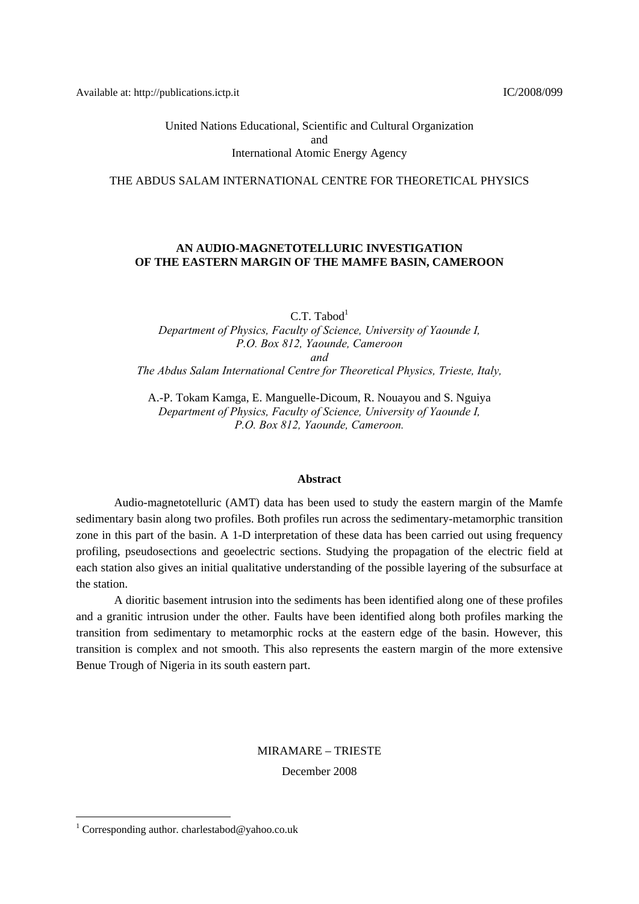Available at: http://publications.ictp.it IC/2008/099

United Nations Educational, Scientific and Cultural Organization
and
International Atomic Energy Agency

THE ABDUS SALAM INTERNATIONAL CENTRE FOR THEORETICAL PHYSICS

# AN AUDIO-MAGNETOTELLURIC INVESTIGATION OF THE EASTERN MARGIN OF THE MAMFE BASIN, CAMEROON

C.T. Tabod[1]
*Department of Physics, Faculty of Science, University of Yaounde I, P.O. Box 812, Yaounde, Cameroon*
*and*
*The Abdus Salam International Centre for Theoretical Physics, Trieste, Italy,*

A.-P. Tokam Kamga, E. Manguelle-Dicoum, R. Nouayou and S. Nguiya
*Department of Physics, Faculty of Science, University of Yaounde I, P.O. Box 812, Yaounde, Cameroon.*

## Abstract

Audio-magnetotelluric (AMT) data has been used to study the eastern margin of the Mamfe sedimentary basin along two profiles. Both profiles run across the sedimentary-metamorphic transition zone in this part of the basin. A 1-D interpretation of these data has been carried out using frequency profiling, pseudosections and geoelectric sections. Studying the propagation of the electric field at each station also gives an initial qualitative understanding of the possible layering of the subsurface at the station.

A dioritic basement intrusion into the sediments has been identified along one of these profiles and a granitic intrusion under the other. Faults have been identified along both profiles marking the transition from sedimentary to metamorphic rocks at the eastern edge of the basin. However, this transition is complex and not smooth. This also represents the eastern margin of the more extensive Benue Trough of Nigeria in its south eastern part.

MIRAMARE – TRIESTE
December 2008

[1] Corresponding author. charlestabod@yahoo.co.uk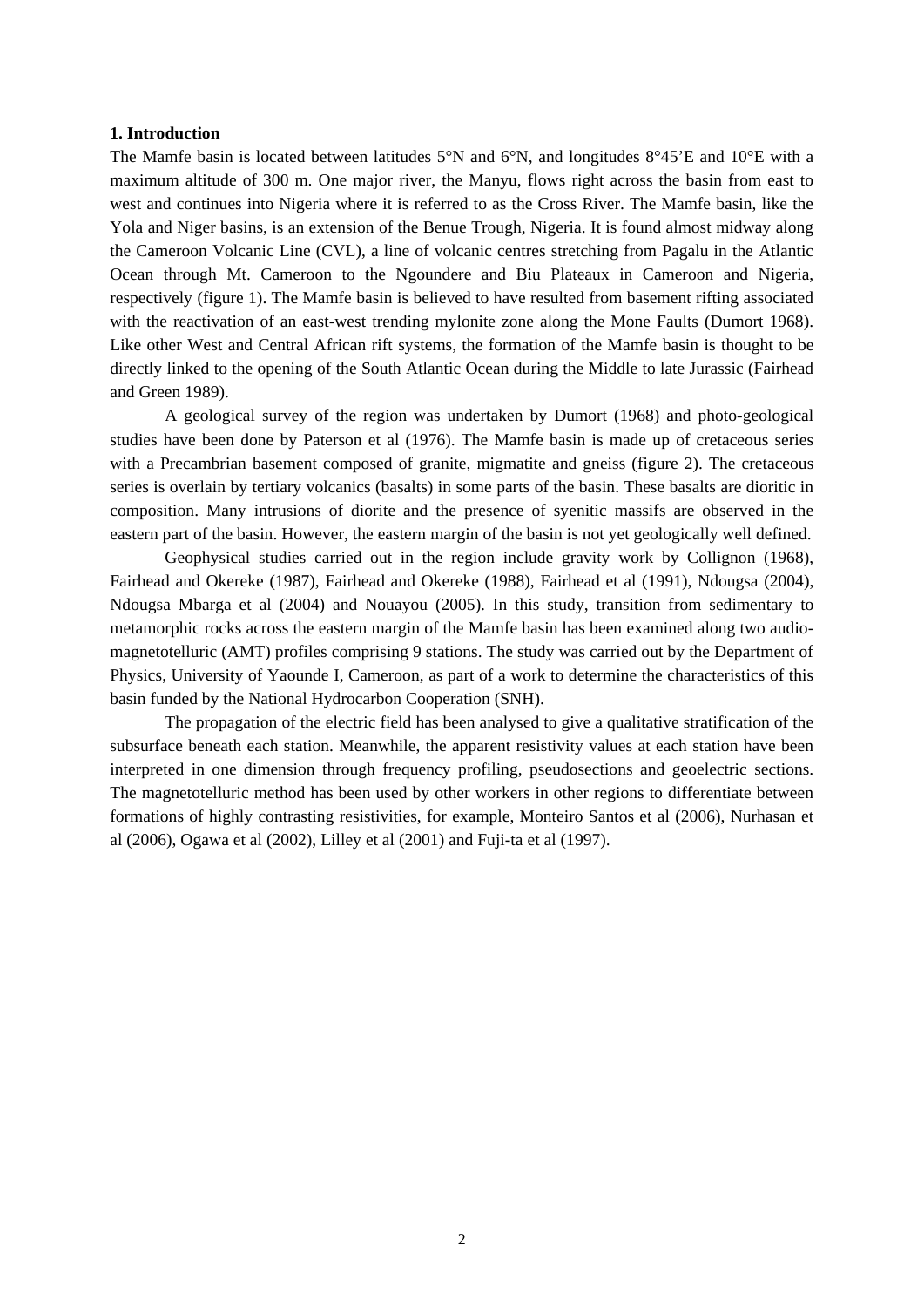## 1. Introduction

The Mamfe basin is located between latitudes 5°N and 6°N, and longitudes 8°45'E and 10°E with a maximum altitude of 300 m. One major river, the Manyu, flows right across the basin from east to west and continues into Nigeria where it is referred to as the Cross River. The Mamfe basin, like the Yola and Niger basins, is an extension of the Benue Trough, Nigeria. It is found almost midway along the Cameroon Volcanic Line (CVL), a line of volcanic centres stretching from Pagalu in the Atlantic Ocean through Mt. Cameroon to the Ngoundere and Biu Plateaux in Cameroon and Nigeria, respectively (figure 1). The Mamfe basin is believed to have resulted from basement rifting associated with the reactivation of an east-west trending mylonite zone along the Mone Faults (Dumort 1968). Like other West and Central African rift systems, the formation of the Mamfe basin is thought to be directly linked to the opening of the South Atlantic Ocean during the Middle to late Jurassic (Fairhead and Green 1989).

A geological survey of the region was undertaken by Dumort (1968) and photo-geological studies have been done by Paterson et al (1976). The Mamfe basin is made up of cretaceous series with a Precambrian basement composed of granite, migmatite and gneiss (figure 2). The cretaceous series is overlain by tertiary volcanics (basalts) in some parts of the basin. These basalts are dioritic in composition. Many intrusions of diorite and the presence of syenitic massifs are observed in the eastern part of the basin. However, the eastern margin of the basin is not yet geologically well defined.

Geophysical studies carried out in the region include gravity work by Collignon (1968), Fairhead and Okereke (1987), Fairhead and Okereke (1988), Fairhead et al (1991), Ndougsa (2004), Ndougsa Mbarga et al (2004) and Nouayou (2005). In this study, transition from sedimentary to metamorphic rocks across the eastern margin of the Mamfe basin has been examined along two audio-magnetotelluric (AMT) profiles comprising 9 stations. The study was carried out by the Department of Physics, University of Yaounde I, Cameroon, as part of a work to determine the characteristics of this basin funded by the National Hydrocarbon Cooperation (SNH).

The propagation of the electric field has been analysed to give a qualitative stratification of the subsurface beneath each station. Meanwhile, the apparent resistivity values at each station have been interpreted in one dimension through frequency profiling, pseudosections and geoelectric sections. The magnetotelluric method has been used by other workers in other regions to differentiate between formations of highly contrasting resistivities, for example, Monteiro Santos et al (2006), Nurhasan et al (2006), Ogawa et al (2002), Lilley et al (2001) and Fuji-ta et al (1997).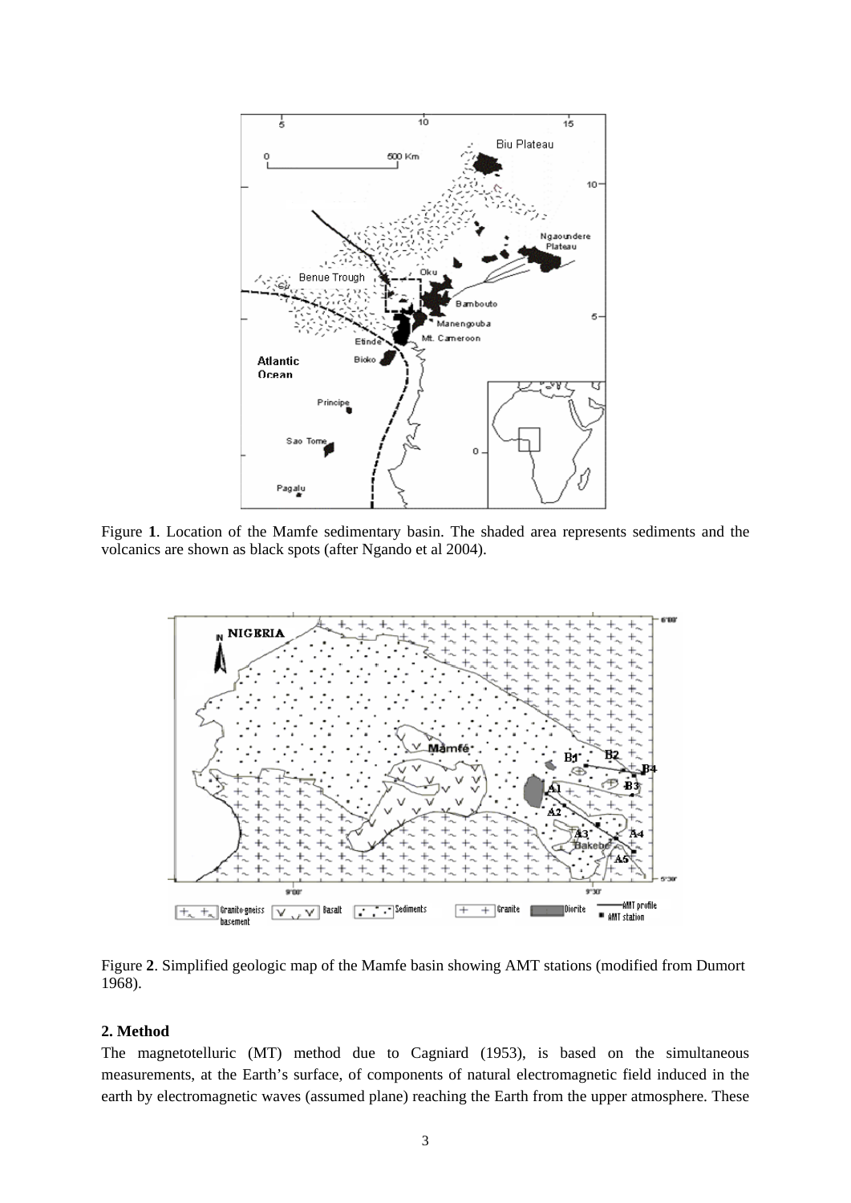Figure **1**. Location of the Mamfe sedimentary basin. The shaded area represents sediments and the volcanics are shown as black spots (after Ngando et al 2004).

Figure **2**. Simplified geologic map of the Mamfe basin showing AMT stations (modified from Dumort 1968).

## 2. Method

The magnetotelluric (MT) method due to Cagniard (1953), is based on the simultaneous measurements, at the Earth's surface, of components of natural electromagnetic field induced in the earth by electromagnetic waves (assumed plane) reaching the Earth from the upper atmosphere. These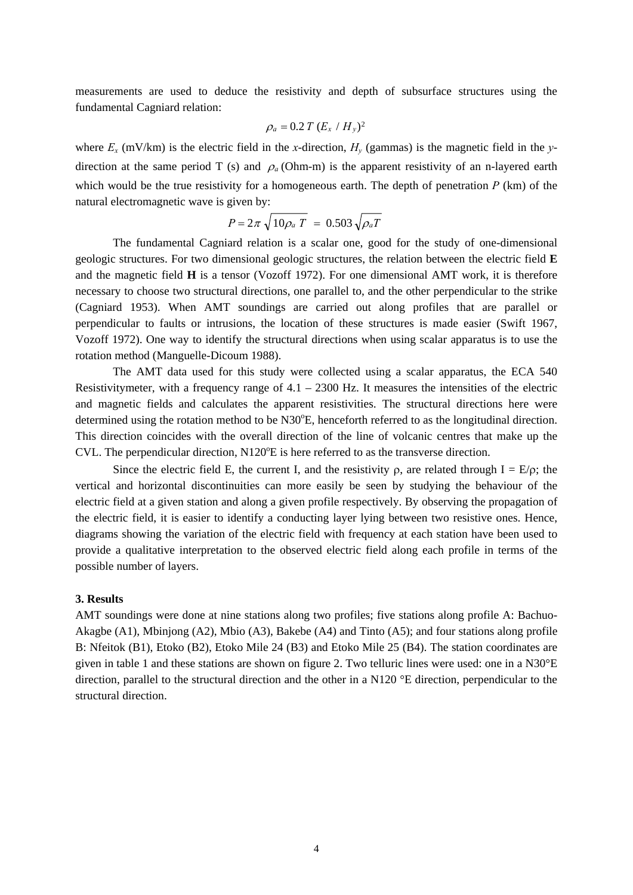measurements are used to deduce the resistivity and depth of subsurface structures using the fundamental Cagniard relation:

$$\rho_a = 0.2\, T\ (E_x\ /\ H_y)^2$$

where $E_x$ (mV/km) is the electric field in the *x*-direction, $H_y$ (gammas) is the magnetic field in the *y*-direction at the same period T (s) and $\rho_a$ (Ohm-m) is the apparent resistivity of an n-layered earth which would be the true resistivity for a homogeneous earth. The depth of penetration *P* (km) of the natural electromagnetic wave is given by:

$$P = 2\pi\ \sqrt{10\rho_a\ T}\ \ =\ 0.503\,\sqrt{\rho_a T}$$

The fundamental Cagniard relation is a scalar one, good for the study of one-dimensional geologic structures. For two dimensional geologic structures, the relation between the electric field **E** and the magnetic field **H** is a tensor (Vozoff 1972). For one dimensional AMT work, it is therefore necessary to choose two structural directions, one parallel to, and the other perpendicular to the strike (Cagniard 1953). When AMT soundings are carried out along profiles that are parallel or perpendicular to faults or intrusions, the location of these structures is made easier (Swift 1967, Vozoff 1972). One way to identify the structural directions when using scalar apparatus is to use the rotation method (Manguelle-Dicoum 1988).

The AMT data used for this study were collected using a scalar apparatus, the ECA 540 Resistivitymeter, with a frequency range of 4.1 – 2300 Hz. It measures the intensities of the electric and magnetic fields and calculates the apparent resistivities. The structural directions here were determined using the rotation method to be N30$^{o}$E, henceforth referred to as the longitudinal direction. This direction coincides with the overall direction of the line of volcanic centres that make up the CVL. The perpendicular direction, N120$^{o}$E is here referred to as the transverse direction.

Since the electric field E, the current I, and the resistivity $\rho$, are related through I = E/$\rho$; the vertical and horizontal discontinuities can more easily be seen by studying the behaviour of the electric field at a given station and along a given profile respectively. By observing the propagation of the electric field, it is easier to identify a conducting layer lying between two resistive ones. Hence, diagrams showing the variation of the electric field with frequency at each station have been used to provide a qualitative interpretation to the observed electric field along each profile in terms of the possible number of layers.

## 3. Results

AMT soundings were done at nine stations along two profiles; five stations along profile A: Bachuo-Akagbe (A1), Mbinjong (A2), Mbio (A3), Bakebe (A4) and Tinto (A5); and four stations along profile B: Nfeitok (B1), Etoko (B2), Etoko Mile 24 (B3) and Etoko Mile 25 (B4). The station coordinates are given in table 1 and these stations are shown on figure 2. Two telluric lines were used: one in a N30°E direction, parallel to the structural direction and the other in a N120 °E direction, perpendicular to the structural direction.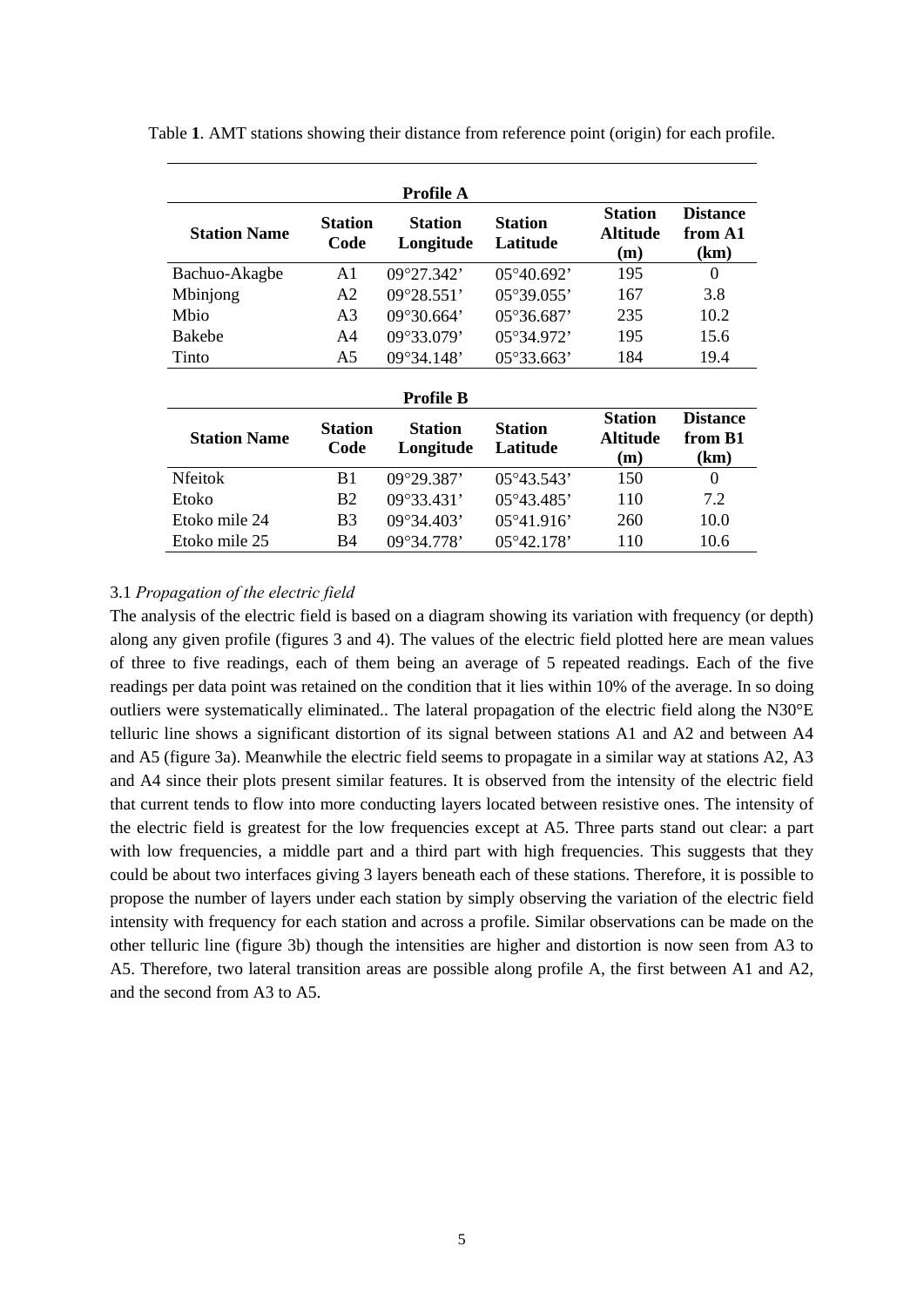Table **1**. AMT stations showing their distance from reference point (origin) for each profile.

| **Profile A** | | | | | |
|---|---|---|---|---|---|
| **Station Name** | **Station Code** | **Station Longitude** | **Station Latitude** | **Station Altitude (m)** | **Distance from A1 (km)** |
| Bachuo-Akagbe | A1 | 09°27.342’ | 05°40.692’ | 195 | 0 |
| Mbinjong | A2 | 09°28.551’ | 05°39.055’ | 167 | 3.8 |
| Mbio | A3 | 09°30.664’ | 05°36.687’ | 235 | 10.2 |
| Bakebe | A4 | 09°33.079’ | 05°34.972’ | 195 | 15.6 |
| Tinto | A5 | 09°34.148’ | 05°33.663’ | 184 | 19.4 |

| **Profile B** | | | | | |
|---|---|---|---|---|---|
| **Station Name** | **Station Code** | **Station Longitude** | **Station Latitude** | **Station Altitude (m)** | **Distance from B1 (km)** |
| Nfeitok | B1 | 09°29.387’ | 05°43.543’ | 150 | 0 |
| Etoko | B2 | 09°33.431’ | 05°43.485’ | 110 | 7.2 |
| Etoko mile 24 | B3 | 09°34.403’ | 05°41.916’ | 260 | 10.0 |
| Etoko mile 25 | B4 | 09°34.778’ | 05°42.178’ | 110 | 10.6 |

### 3.1 *Propagation of the electric field*

The analysis of the electric field is based on a diagram showing its variation with frequency (or depth) along any given profile (figures 3 and 4). The values of the electric field plotted here are mean values of three to five readings, each of them being an average of 5 repeated readings. Each of the five readings per data point was retained on the condition that it lies within 10% of the average. In so doing outliers were systematically eliminated.. The lateral propagation of the electric field along the N30°E telluric line shows a significant distortion of its signal between stations A1 and A2 and between A4 and A5 (figure 3a). Meanwhile the electric field seems to propagate in a similar way at stations A2, A3 and A4 since their plots present similar features. It is observed from the intensity of the electric field that current tends to flow into more conducting layers located between resistive ones. The intensity of the electric field is greatest for the low frequencies except at A5. Three parts stand out clear: a part with low frequencies, a middle part and a third part with high frequencies. This suggests that they could be about two interfaces giving 3 layers beneath each of these stations. Therefore, it is possible to propose the number of layers under each station by simply observing the variation of the electric field intensity with frequency for each station and across a profile. Similar observations can be made on the other telluric line (figure 3b) though the intensities are higher and distortion is now seen from A3 to A5. Therefore, two lateral transition areas are possible along profile A, the first between A1 and A2, and the second from A3 to A5.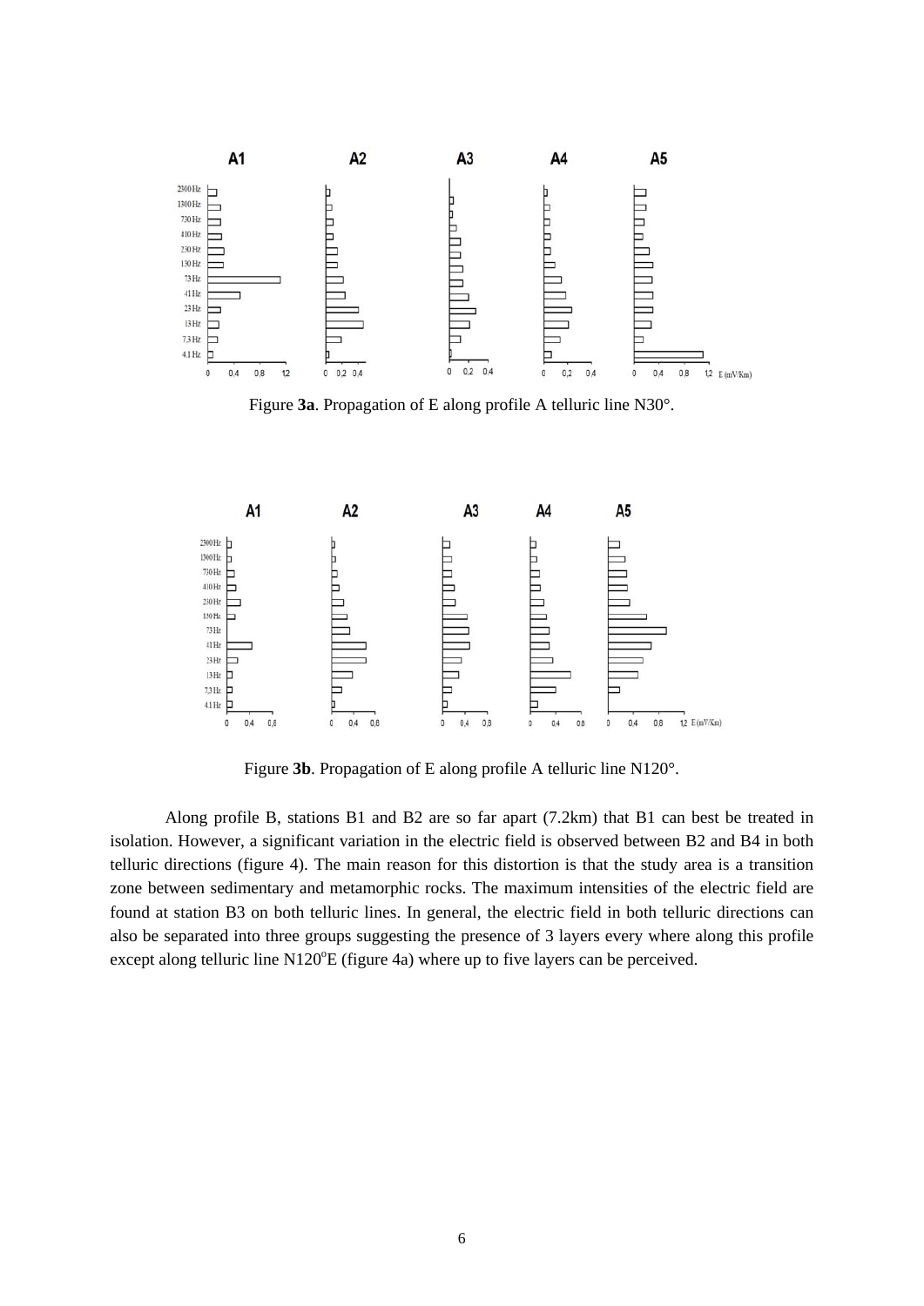Figure **3a**. Propagation of E along profile A telluric line N30°.

Figure **3b**. Propagation of E along profile A telluric line N120°.

Along profile B, stations B1 and B2 are so far apart (7.2km) that B1 can best be treated in isolation. However, a significant variation in the electric field is observed between B2 and B4 in both telluric directions (figure 4). The main reason for this distortion is that the study area is a transition zone between sedimentary and metamorphic rocks. The maximum intensities of the electric field are found at station B3 on both telluric lines. In general, the electric field in both telluric directions can also be separated into three groups suggesting the presence of 3 layers every where along this profile except along telluric line N120$^{o}$E (figure 4a) where up to five layers can be perceived.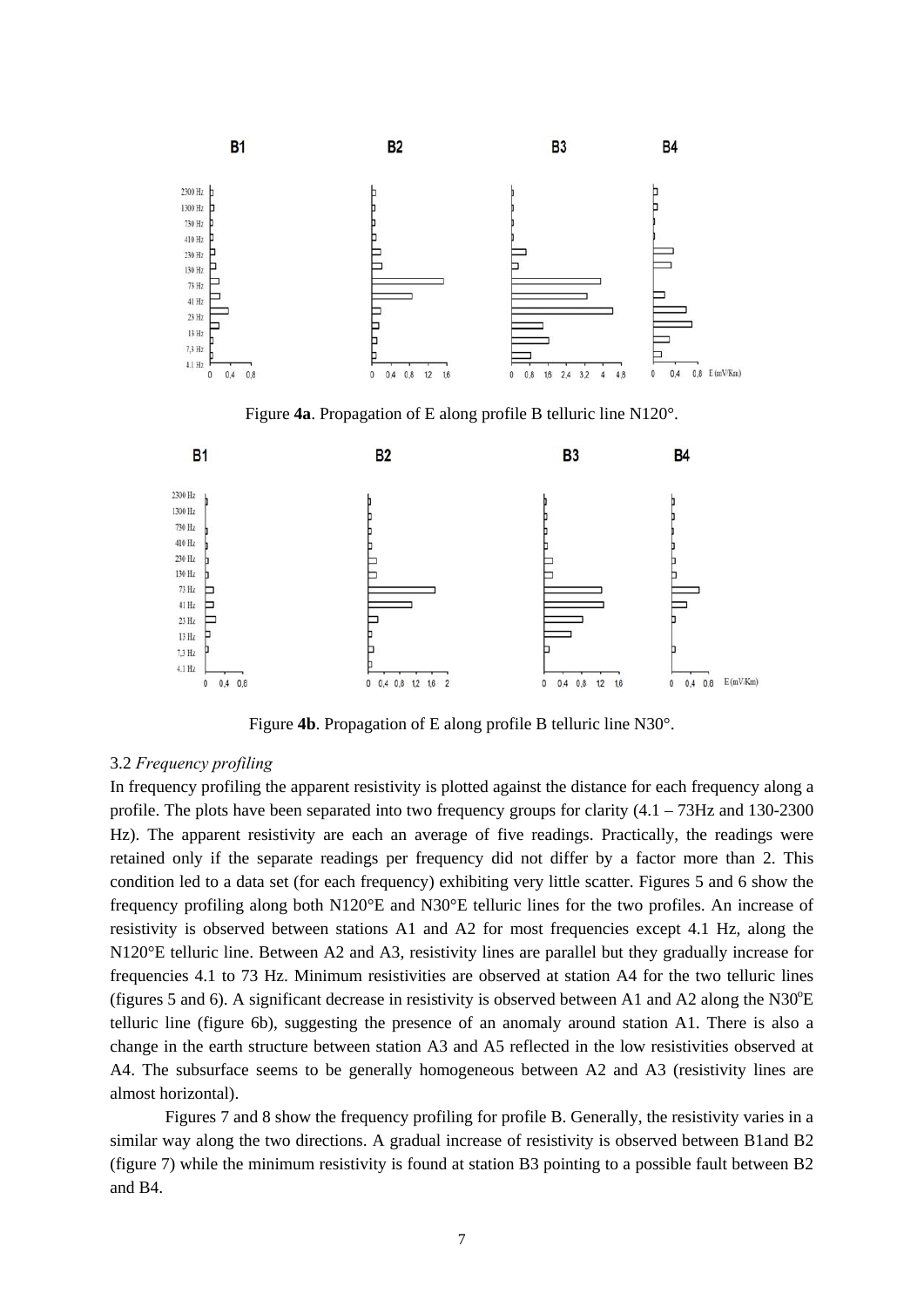Figure **4a**. Propagation of E along profile B telluric line N120°.

Figure **4b**. Propagation of E along profile B telluric line N30°.

3.2 *Frequency profiling*

In frequency profiling the apparent resistivity is plotted against the distance for each frequency along a profile. The plots have been separated into two frequency groups for clarity (4.1 – 73Hz and 130-2300 Hz). The apparent resistivity are each an average of five readings. Practically, the readings were retained only if the separate readings per frequency did not differ by a factor more than 2. This condition led to a data set (for each frequency) exhibiting very little scatter. Figures 5 and 6 show the frequency profiling along both N120°E and N30°E telluric lines for the two profiles. An increase of resistivity is observed between stations A1 and A2 for most frequencies except 4.1 Hz, along the N120°E telluric line. Between A2 and A3, resistivity lines are parallel but they gradually increase for frequencies 4.1 to 73 Hz. Minimum resistivities are observed at station A4 for the two telluric lines (figures 5 and 6). A significant decrease in resistivity is observed between A1 and A2 along the N30$^{o}$E telluric line (figure 6b), suggesting the presence of an anomaly around station A1. There is also a change in the earth structure between station A3 and A5 reflected in the low resistivities observed at A4. The subsurface seems to be generally homogeneous between A2 and A3 (resistivity lines are almost horizontal).

Figures 7 and 8 show the frequency profiling for profile B. Generally, the resistivity varies in a similar way along the two directions. A gradual increase of resistivity is observed between B1and B2 (figure 7) while the minimum resistivity is found at station B3 pointing to a possible fault between B2 and B4.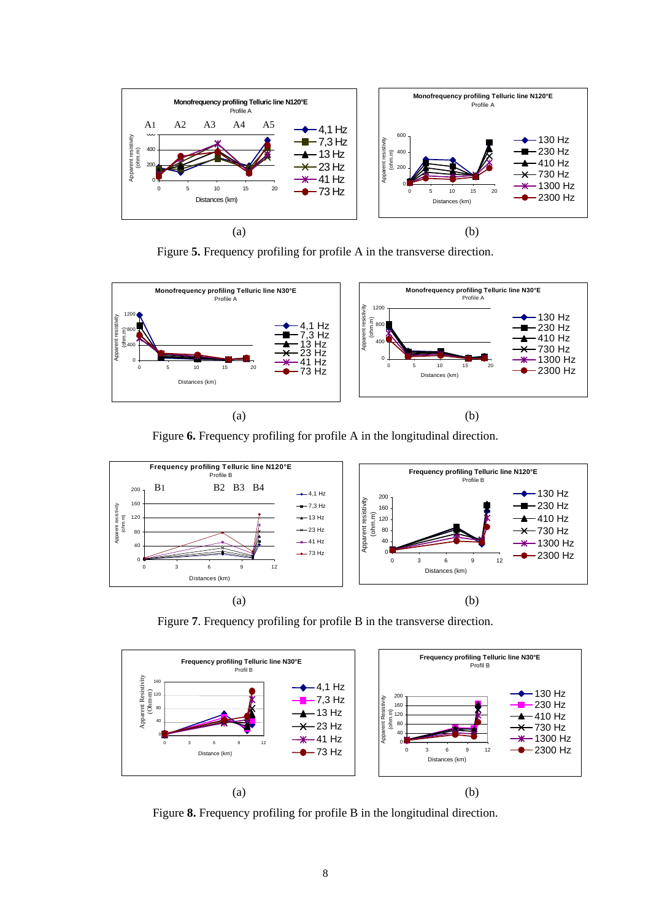(a) (b)

Figure **5.** Frequency profiling for profile A in the transverse direction.

(a) (b)

Figure **6.** Frequency profiling for profile A in the longitudinal direction.

(a) (b)

Figure **7**. Frequency profiling for profile B in the transverse direction.

(a) (b)

Figure **8.** Frequency profiling for profile B in the longitudinal direction.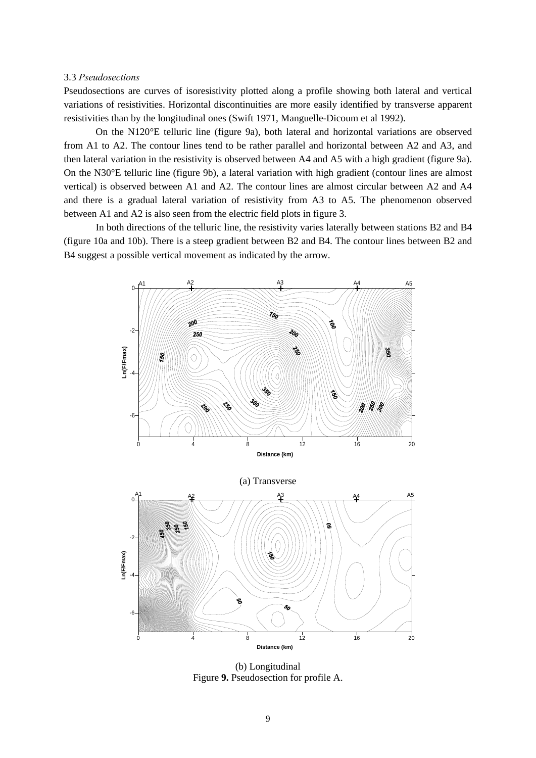3.3 *Pseudosections*

Pseudosections are curves of isoresistivity plotted along a profile showing both lateral and vertical variations of resistivities. Horizontal discontinuities are more easily identified by transverse apparent resistivities than by the longitudinal ones (Swift 1971, Manguelle-Dicoum et al 1992).

On the N120°E telluric line (figure 9a), both lateral and horizontal variations are observed from A1 to A2. The contour lines tend to be rather parallel and horizontal between A2 and A3, and then lateral variation in the resistivity is observed between A4 and A5 with a high gradient (figure 9a). On the N30°E telluric line (figure 9b), a lateral variation with high gradient (contour lines are almost vertical) is observed between A1 and A2. The contour lines are almost circular between A2 and A4 and there is a gradual lateral variation of resistivity from A3 to A5. The phenomenon observed between A1 and A2 is also seen from the electric field plots in figure 3.

In both directions of the telluric line, the resistivity varies laterally between stations B2 and B4 (figure 10a and 10b). There is a steep gradient between B2 and B4. The contour lines between B2 and B4 suggest a possible vertical movement as indicated by the arrow.

(a) Transverse

(b) Longitudinal

Figure **9.** Pseudosection for profile A.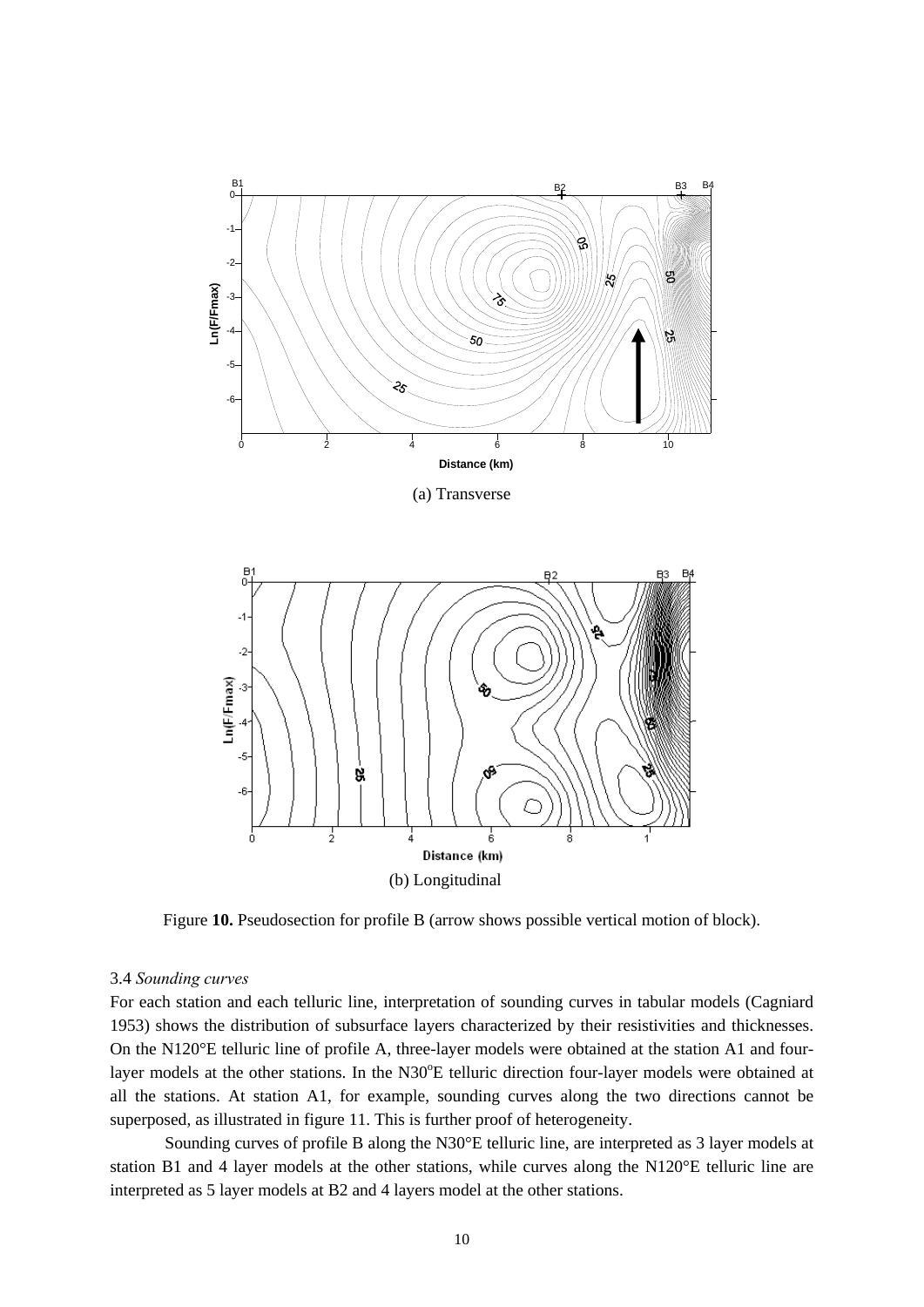(a) Transverse

(b) Longitudinal

Figure **10.** Pseudosection for profile B (arrow shows possible vertical motion of block).

3.4 *Sounding curves*

For each station and each telluric line, interpretation of sounding curves in tabular models (Cagniard 1953) shows the distribution of subsurface layers characterized by their resistivities and thicknesses. On the N120°E telluric line of profile A, three-layer models were obtained at the station A1 and four-layer models at the other stations. In the N30°E telluric direction four-layer models were obtained at all the stations. At station A1, for example, sounding curves along the two directions cannot be superposed, as illustrated in figure 11. This is further proof of heterogeneity.

Sounding curves of profile B along the N30°E telluric line, are interpreted as 3 layer models at station B1 and 4 layer models at the other stations, while curves along the N120°E telluric line are interpreted as 5 layer models at B2 and 4 layers model at the other stations.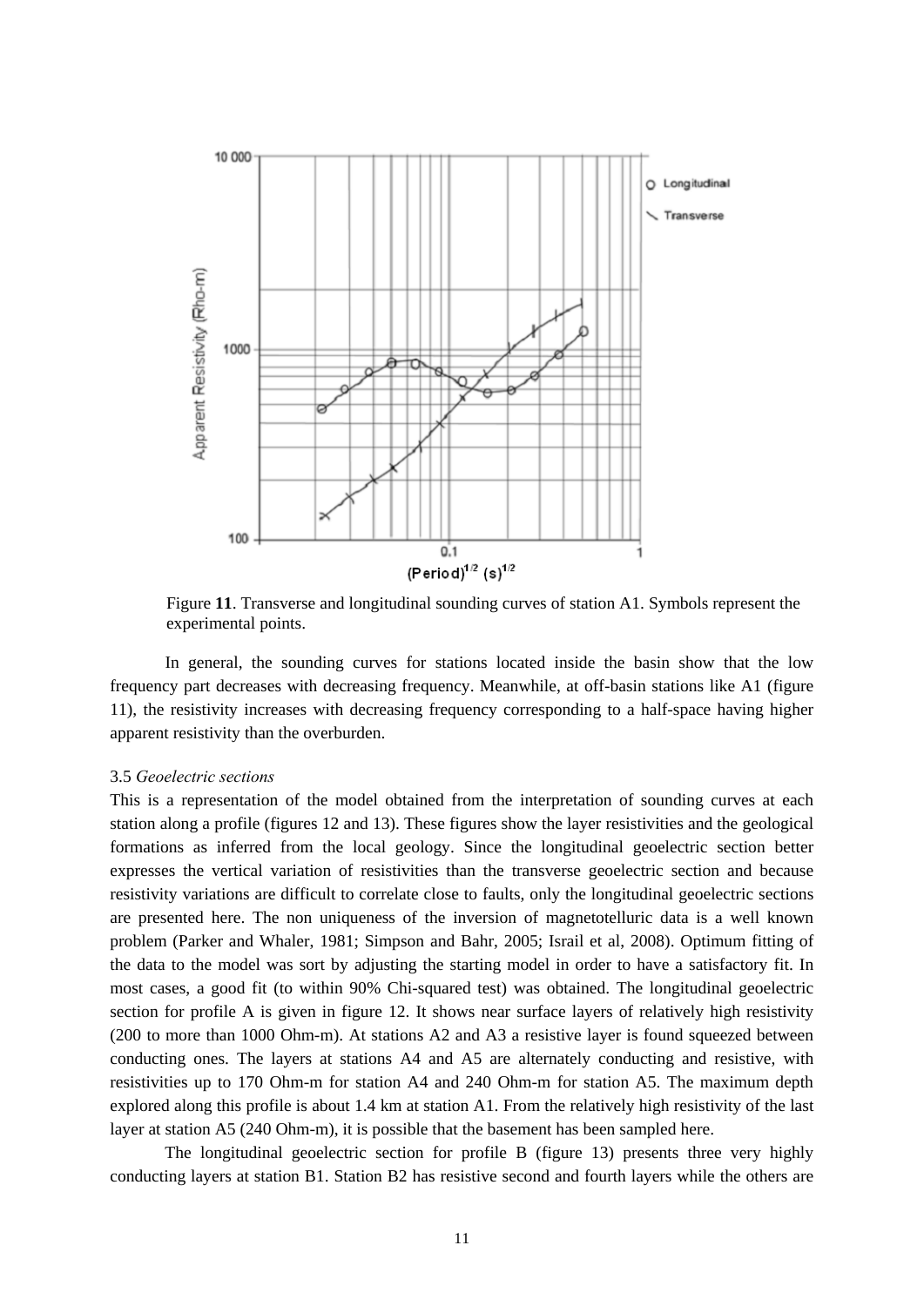Figure **11**. Transverse and longitudinal sounding curves of station A1. Symbols represent the experimental points.

In general, the sounding curves for stations located inside the basin show that the low frequency part decreases with decreasing frequency. Meanwhile, at off-basin stations like A1 (figure 11), the resistivity increases with decreasing frequency corresponding to a half-space having higher apparent resistivity than the overburden.

3.5 *Geoelectric sections*

This is a representation of the model obtained from the interpretation of sounding curves at each station along a profile (figures 12 and 13). These figures show the layer resistivities and the geological formations as inferred from the local geology. Since the longitudinal geoelectric section better expresses the vertical variation of resistivities than the transverse geoelectric section and because resistivity variations are difficult to correlate close to faults, only the longitudinal geoelectric sections are presented here. The non uniqueness of the inversion of magnetotelluric data is a well known problem (Parker and Whaler, 1981; Simpson and Bahr, 2005; Israil et al, 2008). Optimum fitting of the data to the model was sort by adjusting the starting model in order to have a satisfactory fit. In most cases, a good fit (to within 90% Chi-squared test) was obtained. The longitudinal geoelectric section for profile A is given in figure 12. It shows near surface layers of relatively high resistivity (200 to more than 1000 Ohm-m). At stations A2 and A3 a resistive layer is found squeezed between conducting ones. The layers at stations A4 and A5 are alternately conducting and resistive, with resistivities up to 170 Ohm-m for station A4 and 240 Ohm-m for station A5. The maximum depth explored along this profile is about 1.4 km at station A1. From the relatively high resistivity of the last layer at station A5 (240 Ohm-m), it is possible that the basement has been sampled here.

The longitudinal geoelectric section for profile B (figure 13) presents three very highly conducting layers at station B1. Station B2 has resistive second and fourth layers while the others are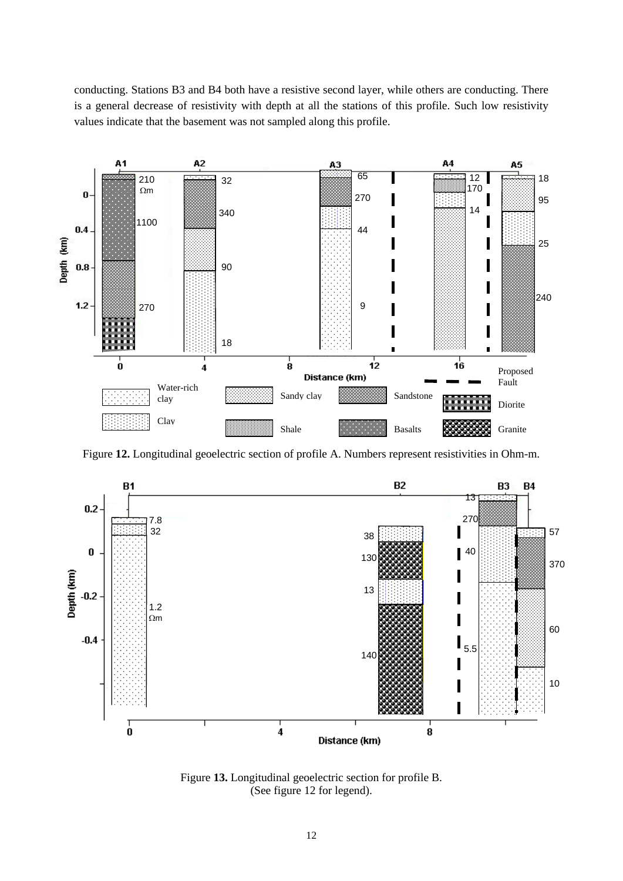conducting. Stations B3 and B4 both have a resistive second layer, while others are conducting. There is a general decrease of resistivity with depth at all the stations of this profile. Such low resistivity values indicate that the basement was not sampled along this profile.

Figure **12.** Longitudinal geoelectric section of profile A. Numbers represent resistivities in Ohm-m.

Figure **13.** Longitudinal geoelectric section for profile B. (See figure 12 for legend).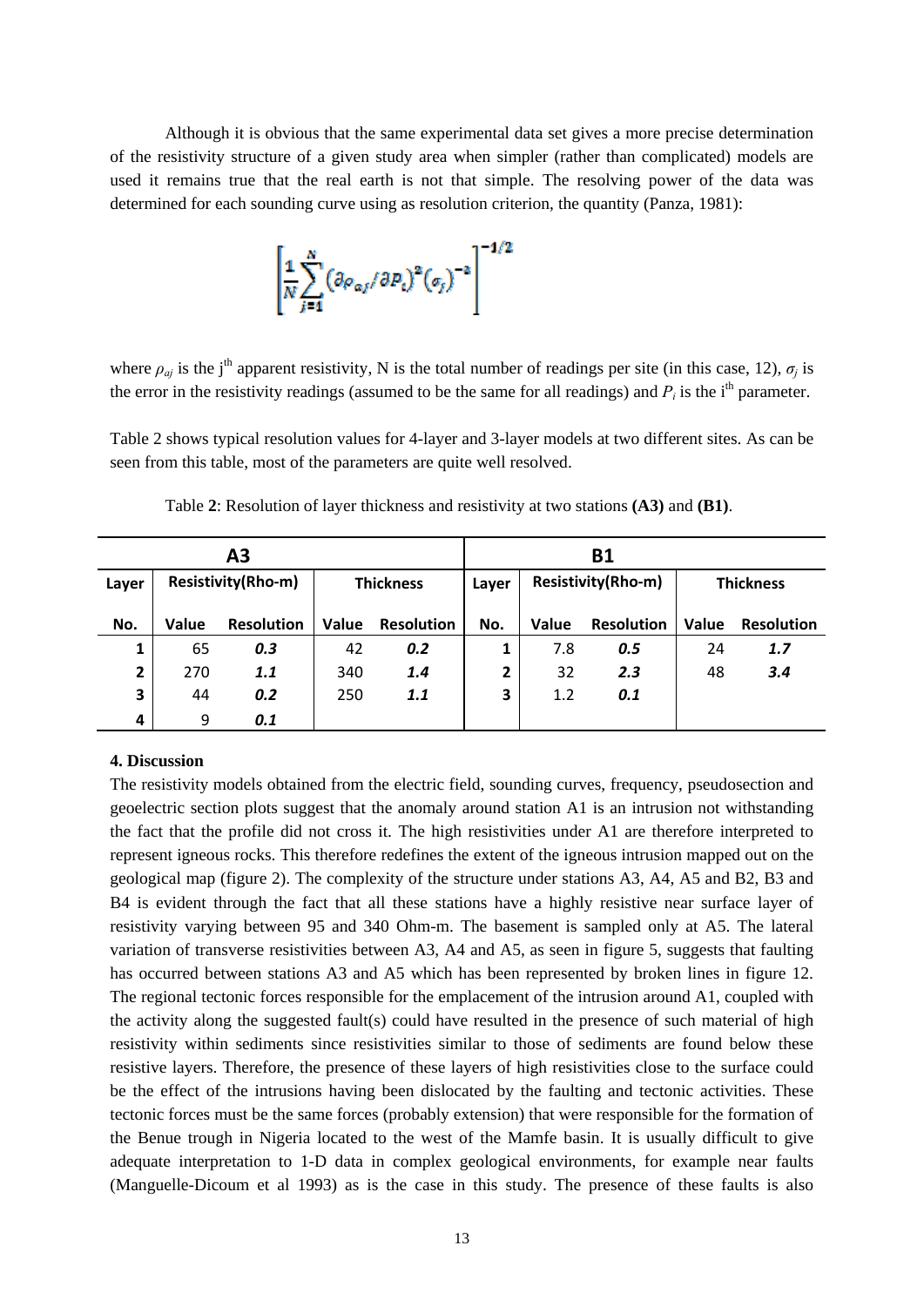Although it is obvious that the same experimental data set gives a more precise determination of the resistivity structure of a given study area when simpler (rather than complicated) models are used it remains true that the real earth is not that simple. The resolving power of the data was determined for each sounding curve using as resolution criterion, the quantity (Panza, 1981):

$$\left[\frac{1}{N}\sum_{j=1}^{N}\left(\partial\rho_{aj}/\partial P_i\right)^2\left(\sigma_j\right)^{-2}\right]^{-1/2}$$

where $\rho_{aj}$ is the j$^{th}$ apparent resistivity, N is the total number of readings per site (in this case, 12), $\sigma_j$ is the error in the resistivity readings (assumed to be the same for all readings) and $P_i$ is the i$^{th}$ parameter.

Table 2 shows typical resolution values for 4-layer and 3-layer models at two different sites. As can be seen from this table, most of the parameters are quite well resolved.

Table **2**: Resolution of layer thickness and resistivity at two stations **(A3)** and **(B1)**.

| A3 | | | | | B1 | | | | |
|---|---|---|---|---|---|---|---|---|---|
| Layer | Resistivity(Rho-m) | | Thickness | | Layer | Resistivity(Rho-m) | | Thickness | |
| No. | Value | Resolution | Value | Resolution | No. | Value | Resolution | Value | Resolution |
| 1 | 65 | ***0.3*** | 42 | ***0.2*** | 1 | 7.8 | ***0.5*** | 24 | ***1.7*** |
| 2 | 270 | ***1.1*** | 340 | ***1.4*** | 2 | 32 | ***2.3*** | 48 | ***3.4*** |
| 3 | 44 | ***0.2*** | 250 | ***1.1*** | 3 | 1.2 | ***0.1*** | | |
| 4 | 9 | ***0.1*** | | | | | | | |

**4. Discussion**

The resistivity models obtained from the electric field, sounding curves, frequency, pseudosection and geoelectric section plots suggest that the anomaly around station A1 is an intrusion not withstanding the fact that the profile did not cross it. The high resistivities under A1 are therefore interpreted to represent igneous rocks. This therefore redefines the extent of the igneous intrusion mapped out on the geological map (figure 2). The complexity of the structure under stations A3, A4, A5 and B2, B3 and B4 is evident through the fact that all these stations have a highly resistive near surface layer of resistivity varying between 95 and 340 Ohm-m. The basement is sampled only at A5. The lateral variation of transverse resistivities between A3, A4 and A5, as seen in figure 5, suggests that faulting has occurred between stations A3 and A5 which has been represented by broken lines in figure 12. The regional tectonic forces responsible for the emplacement of the intrusion around A1, coupled with the activity along the suggested fault(s) could have resulted in the presence of such material of high resistivity within sediments since resistivities similar to those of sediments are found below these resistive layers. Therefore, the presence of these layers of high resistivities close to the surface could be the effect of the intrusions having been dislocated by the faulting and tectonic activities. These tectonic forces must be the same forces (probably extension) that were responsible for the formation of the Benue trough in Nigeria located to the west of the Mamfe basin. It is usually difficult to give adequate interpretation to 1-D data in complex geological environments, for example near faults (Manguelle-Dicoum et al 1993) as is the case in this study. The presence of these faults is also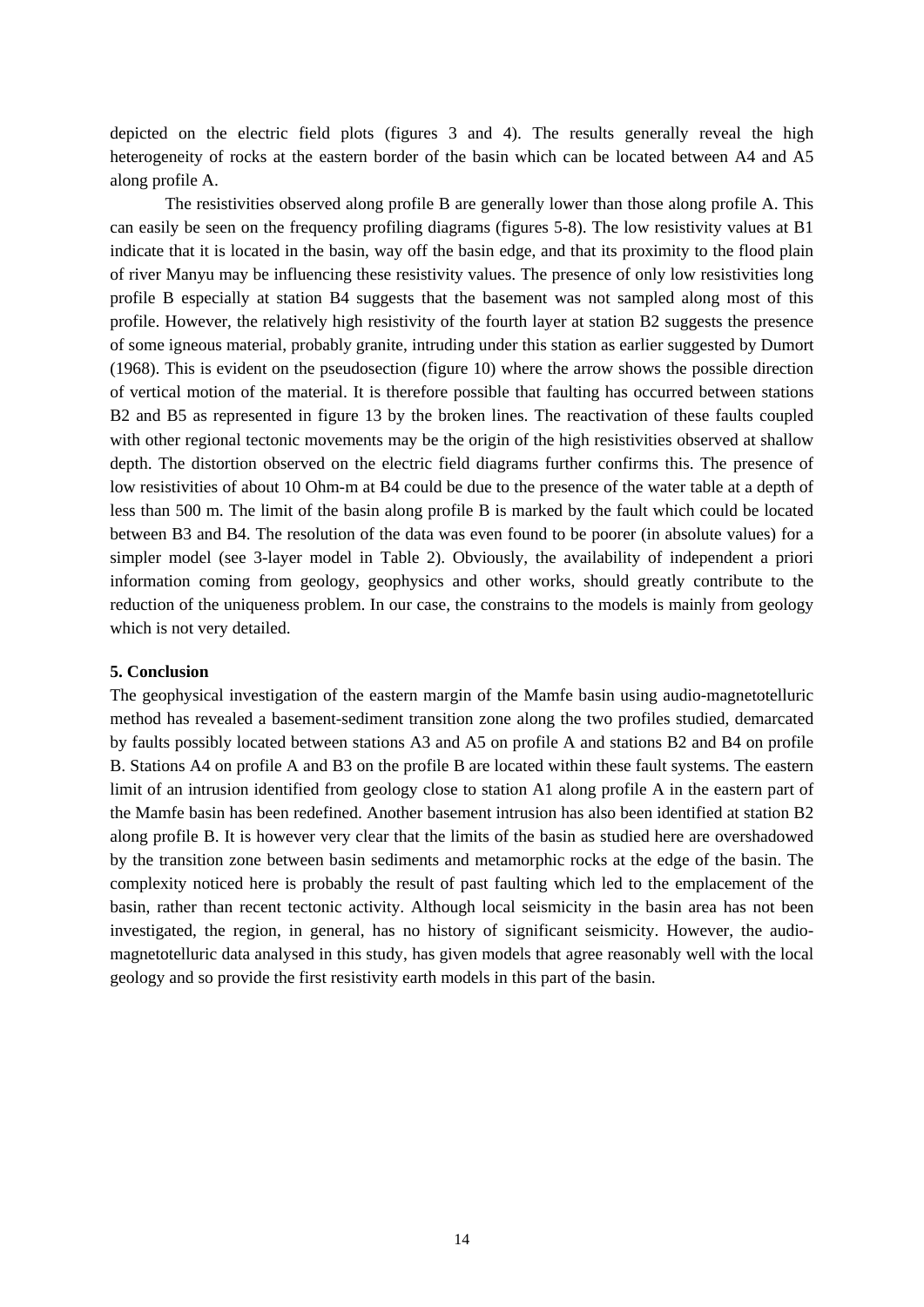depicted on the electric field plots (figures 3 and 4). The results generally reveal the high heterogeneity of rocks at the eastern border of the basin which can be located between A4 and A5 along profile A.

The resistivities observed along profile B are generally lower than those along profile A. This can easily be seen on the frequency profiling diagrams (figures 5-8). The low resistivity values at B1 indicate that it is located in the basin, way off the basin edge, and that its proximity to the flood plain of river Manyu may be influencing these resistivity values. The presence of only low resistivities long profile B especially at station B4 suggests that the basement was not sampled along most of this profile. However, the relatively high resistivity of the fourth layer at station B2 suggests the presence of some igneous material, probably granite, intruding under this station as earlier suggested by Dumort (1968). This is evident on the pseudosection (figure 10) where the arrow shows the possible direction of vertical motion of the material. It is therefore possible that faulting has occurred between stations B2 and B5 as represented in figure 13 by the broken lines. The reactivation of these faults coupled with other regional tectonic movements may be the origin of the high resistivities observed at shallow depth. The distortion observed on the electric field diagrams further confirms this. The presence of low resistivities of about 10 Ohm-m at B4 could be due to the presence of the water table at a depth of less than 500 m. The limit of the basin along profile B is marked by the fault which could be located between B3 and B4. The resolution of the data was even found to be poorer (in absolute values) for a simpler model (see 3-layer model in Table 2). Obviously, the availability of independent a priori information coming from geology, geophysics and other works, should greatly contribute to the reduction of the uniqueness problem. In our case, the constrains to the models is mainly from geology which is not very detailed.

## 5. Conclusion

The geophysical investigation of the eastern margin of the Mamfe basin using audio-magnetotelluric method has revealed a basement-sediment transition zone along the two profiles studied, demarcated by faults possibly located between stations A3 and A5 on profile A and stations B2 and B4 on profile B. Stations A4 on profile A and B3 on the profile B are located within these fault systems. The eastern limit of an intrusion identified from geology close to station A1 along profile A in the eastern part of the Mamfe basin has been redefined. Another basement intrusion has also been identified at station B2 along profile B. It is however very clear that the limits of the basin as studied here are overshadowed by the transition zone between basin sediments and metamorphic rocks at the edge of the basin. The complexity noticed here is probably the result of past faulting which led to the emplacement of the basin, rather than recent tectonic activity. Although local seismicity in the basin area has not been investigated, the region, in general, has no history of significant seismicity. However, the audio-magnetotelluric data analysed in this study, has given models that agree reasonably well with the local geology and so provide the first resistivity earth models in this part of the basin.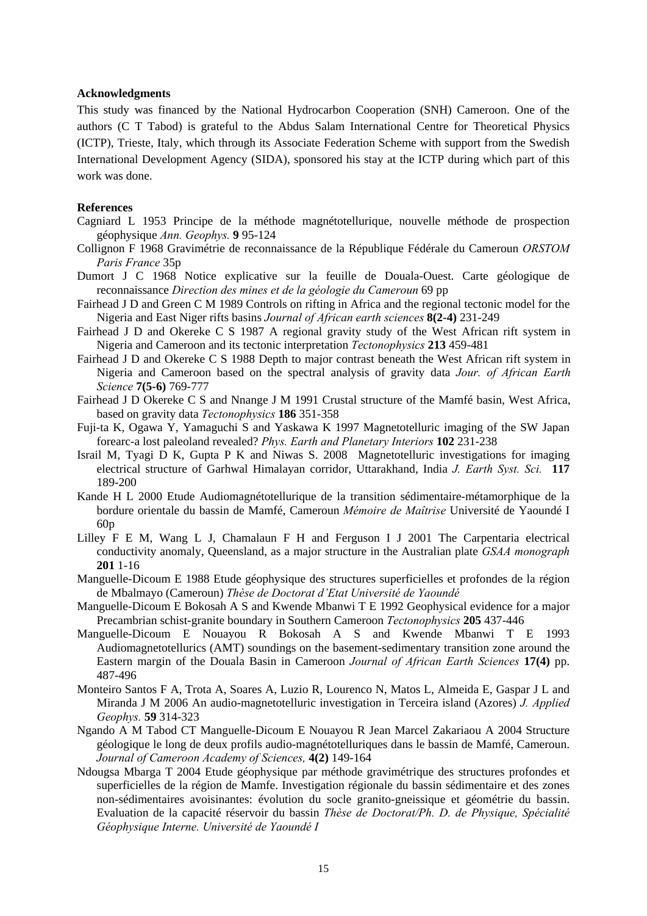**Acknowledgments**

This study was financed by the National Hydrocarbon Cooperation (SNH) Cameroon. One of the authors (C T Tabod) is grateful to the Abdus Salam International Centre for Theoretical Physics (ICTP), Trieste, Italy, which through its Associate Federation Scheme with support from the Swedish International Development Agency (SIDA), sponsored his stay at the ICTP during which part of this work was done.

**References**

Cagniard L 1953 Principe de la méthode magnétotellurique, nouvelle méthode de prospection géophysique *Ann. Geophys.* **9** 95-124

Collignon F 1968 Gravimétrie de reconnaissance de la République Fédérale du Cameroun *ORSTOM Paris France* 35p

Dumort J C 1968 Notice explicative sur la feuille de Douala-Ouest. Carte géologique de reconnaissance *Direction des mines et de la géologie du Cameroun* 69 pp

Fairhead J D and Green C M 1989 Controls on rifting in Africa and the regional tectonic model for the Nigeria and East Niger rifts basins *Journal of African earth sciences* **8(2-4)** 231-249

Fairhead J D and Okereke C S 1987 A regional gravity study of the West African rift system in Nigeria and Cameroon and its tectonic interpretation *Tectonophysics* **213** 459-481

Fairhead J D and Okereke C S 1988 Depth to major contrast beneath the West African rift system in Nigeria and Cameroon based on the spectral analysis of gravity data *Jour. of African Earth Science* **7(5-6)** 769-777

Fairhead J D Okereke C S and Nnange J M 1991 Crustal structure of the Mamfé basin, West Africa, based on gravity data *Tectonophysics* **186** 351-358

Fuji-ta K, Ogawa Y, Yamaguchi S and Yaskawa K 1997 Magnetotelluric imaging of the SW Japan forearc-a lost paleoland revealed? *Phys. Earth and Planetary Interiors* **102** 231-238

Israil M, Tyagi D K, Gupta P K and Niwas S. 2008 Magnetotelluric investigations for imaging electrical structure of Garhwal Himalayan corridor, Uttarakhand, India *J. Earth Syst. Sci.* **117** 189-200

Kande H L 2000 Etude Audiomagnétotellurique de la transition sédimentaire-métamorphique de la bordure orientale du bassin de Mamfé, Cameroun *Mémoire de Maîtrise* Université de Yaoundé I 60p

Lilley F E M, Wang L J, Chamalaun F H and Ferguson I J 2001 The Carpentaria electrical conductivity anomaly, Queensland, as a major structure in the Australian plate *GSAA monograph* **201** 1-16

Manguelle-Dicoum E 1988 Etude géophysique des structures superficielles et profondes de la région de Mbalmayo (Cameroun) *Thèse de Doctorat d'Etat Université de Yaoundé*

Manguelle-Dicoum E Bokosah A S and Kwende Mbanwi T E 1992 Geophysical evidence for a major Precambrian schist-granite boundary in Southern Cameroon *Tectonophysics* **205** 437-446

Manguelle-Dicoum E Nouayou R Bokosah A S and Kwende Mbanwi T E 1993 Audiomagnetotellurics (AMT) soundings on the basement-sedimentary transition zone around the Eastern margin of the Douala Basin in Cameroon *Journal of African Earth Sciences* **17(4)** pp. 487-496

Monteiro Santos F A, Trota A, Soares A, Luzio R, Lourenco N, Matos L, Almeida E, Gaspar J L and Miranda J M 2006 An audio-magnetotelluric investigation in Terceira island (Azores) *J. Applied Geophys.* **59** 314-323

Ngando A M Tabod CT Manguelle-Dicoum E Nouayou R Jean Marcel Zakariaou A 2004 Structure géologique le long de deux profils audio-magnétotelluriques dans le bassin de Mamfé, Cameroun. *Journal of Cameroon Academy of Sciences,* **4(2)** 149-164

Ndougsa Mbarga T 2004 Etude géophysique par méthode gravimétrique des structures profondes et superficielles de la région de Mamfe. Investigation régionale du bassin sédimentaire et des zones non-sédimentaires avoisinantes: évolution du socle granito-gneissique et géométrie du bassin. Evaluation de la capacité réservoir du bassin *Thèse de Doctorat/Ph. D. de Physique, Spécialité Géophysique Interne. Université de Yaoundé I*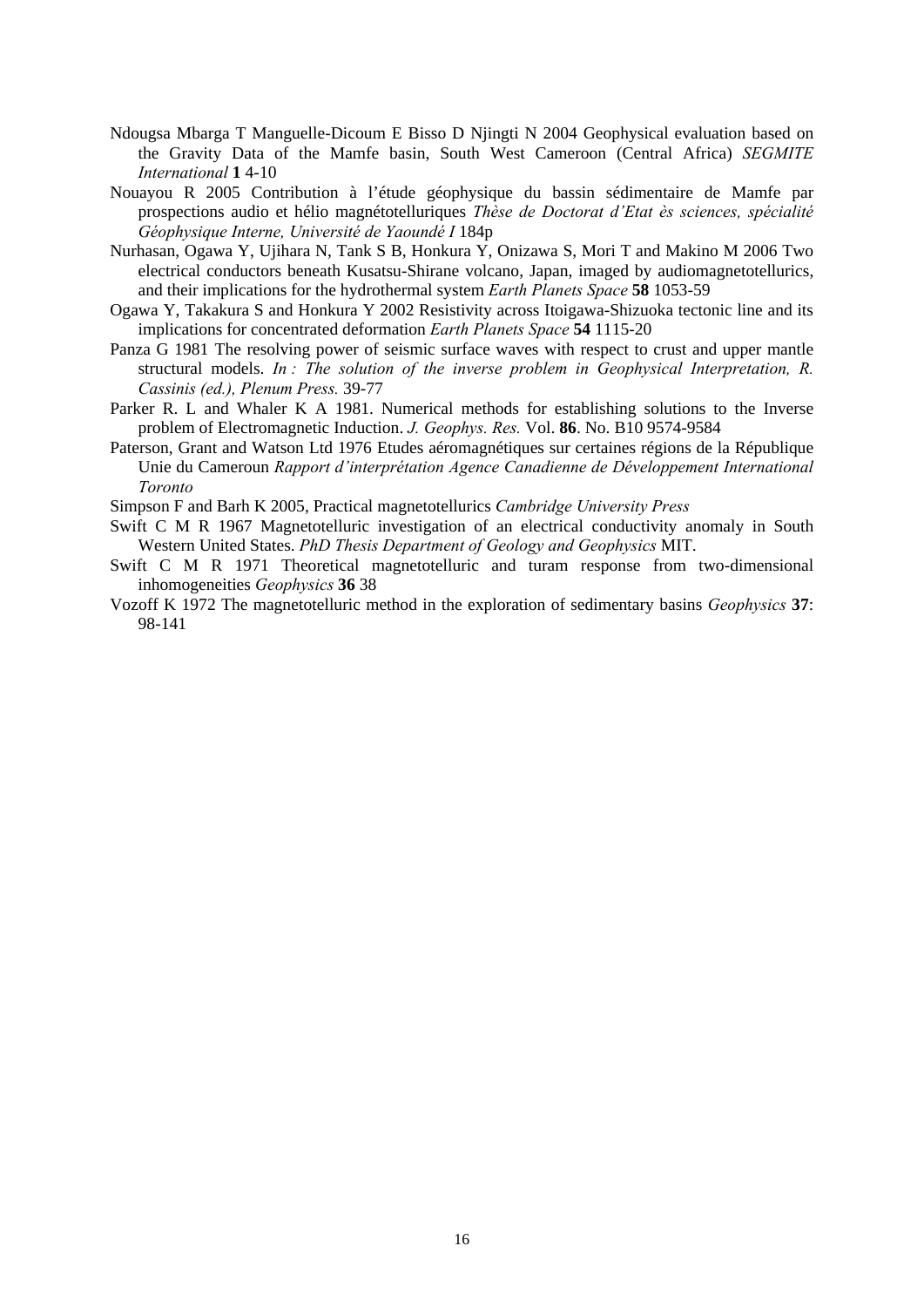Ndougsa Mbarga T Manguelle-Dicoum E Bisso D Njingti N 2004 Geophysical evaluation based on the Gravity Data of the Mamfe basin, South West Cameroon (Central Africa) *SEGMITE International* **1** 4-10

Nouayou R 2005 Contribution à l'étude géophysique du bassin sédimentaire de Mamfe par prospections audio et hélio magnétotelluriques *Thèse de Doctorat d'Etat ès sciences, spécialité Géophysique Interne, Université de Yaoundé I* 184p

Nurhasan, Ogawa Y, Ujihara N, Tank S B, Honkura Y, Onizawa S, Mori T and Makino M 2006 Two electrical conductors beneath Kusatsu-Shirane volcano, Japan, imaged by audiomagnetotellurics, and their implications for the hydrothermal system *Earth Planets Space* **58** 1053-59

Ogawa Y, Takakura S and Honkura Y 2002 Resistivity across Itoigawa-Shizuoka tectonic line and its implications for concentrated deformation *Earth Planets Space* **54** 1115-20

Panza G 1981 The resolving power of seismic surface waves with respect to crust and upper mantle structural models. *In : The solution of the inverse problem in Geophysical Interpretation, R. Cassinis (ed.), Plenum Press.* 39-77

Parker R. L and Whaler K A 1981. Numerical methods for establishing solutions to the Inverse problem of Electromagnetic Induction. *J. Geophys. Res.* Vol. **86**. No. B10 9574-9584

Paterson, Grant and Watson Ltd 1976 Etudes aéromagnétiques sur certaines régions de la République Unie du Cameroun *Rapport d'interprétation Agence Canadienne de Développement International Toronto*

Simpson F and Barh K 2005, Practical magnetotellurics *Cambridge University Press*

Swift C M R 1967 Magnetotelluric investigation of an electrical conductivity anomaly in South Western United States. *PhD Thesis Department of Geology and Geophysics* MIT.

Swift C M R 1971 Theoretical magnetotelluric and turam response from two-dimensional inhomogeneities *Geophysics* **36** 38

Vozoff K 1972 The magnetotelluric method in the exploration of sedimentary basins *Geophysics* **37**: 98-141